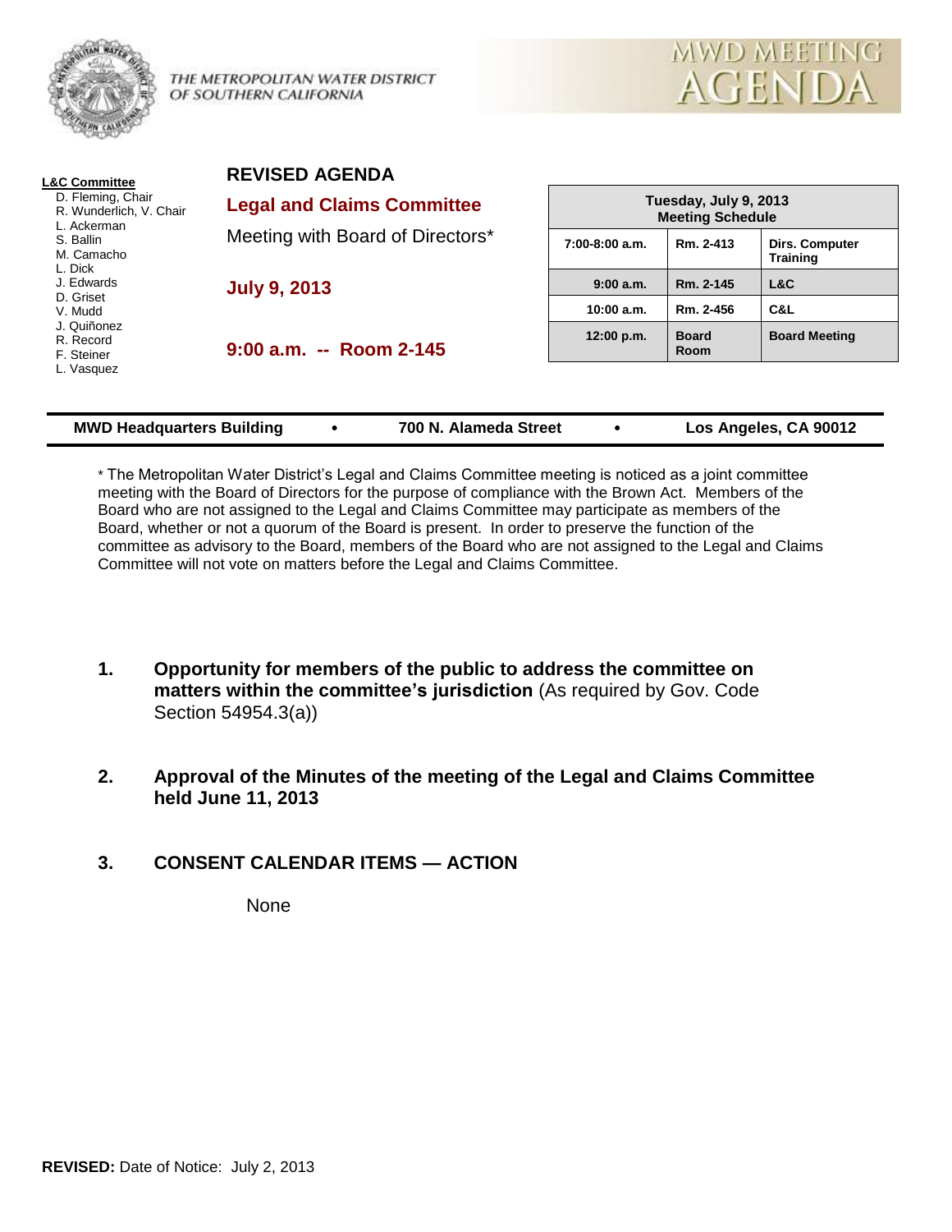THE METROPOLITAN WATER DISTRICT OF SOUTHERN CALIFORNIA

MWD MEETING AGENDA

**L&C Committee**

- D. Fleming, Chair
- R. Wunderlich, V. Chair
- L. Ackerman
- S. Ballin
- M. Camacho
- L. Dick
- J. Edwards
- D. Griset
- V. Mudd
- J. Quiñonez
- R. Record
- F. Steiner
- L. Vasquez

## REVISED AGENDA

## Legal and Claims Committee

Meeting with Board of Directors*

**July 9, 2013**

**9:00 a.m. -- Room 2-145**

| Tuesday, July 9, 2013 Meeting Schedule | | |
|---|---|---|
| 7:00-8:00 a.m. | Rm. 2-413 | Dirs. Computer Training |
| 9:00 a.m. | Rm. 2-145 | L&C |
| 10:00 a.m. | Rm. 2-456 | C&L |
| 12:00 p.m. | Board Room | Board Meeting |

**MWD Headquarters Building • 700 N. Alameda Street • Los Angeles, CA 90012**

* The Metropolitan Water District's Legal and Claims Committee meeting is noticed as a joint committee meeting with the Board of Directors for the purpose of compliance with the Brown Act. Members of the Board who are not assigned to the Legal and Claims Committee may participate as members of the Board, whether or not a quorum of the Board is present. In order to preserve the function of the committee as advisory to the Board, members of the Board who are not assigned to the Legal and Claims Committee will not vote on matters before the Legal and Claims Committee.

**1. Opportunity for members of the public to address the committee on matters within the committee's jurisdiction** (As required by Gov. Code Section 54954.3(a))

**2. Approval of the Minutes of the meeting of the Legal and Claims Committee held June 11, 2013**

**3. CONSENT CALENDAR ITEMS — ACTION**

None

**REVISED:** Date of Notice: July 2, 2013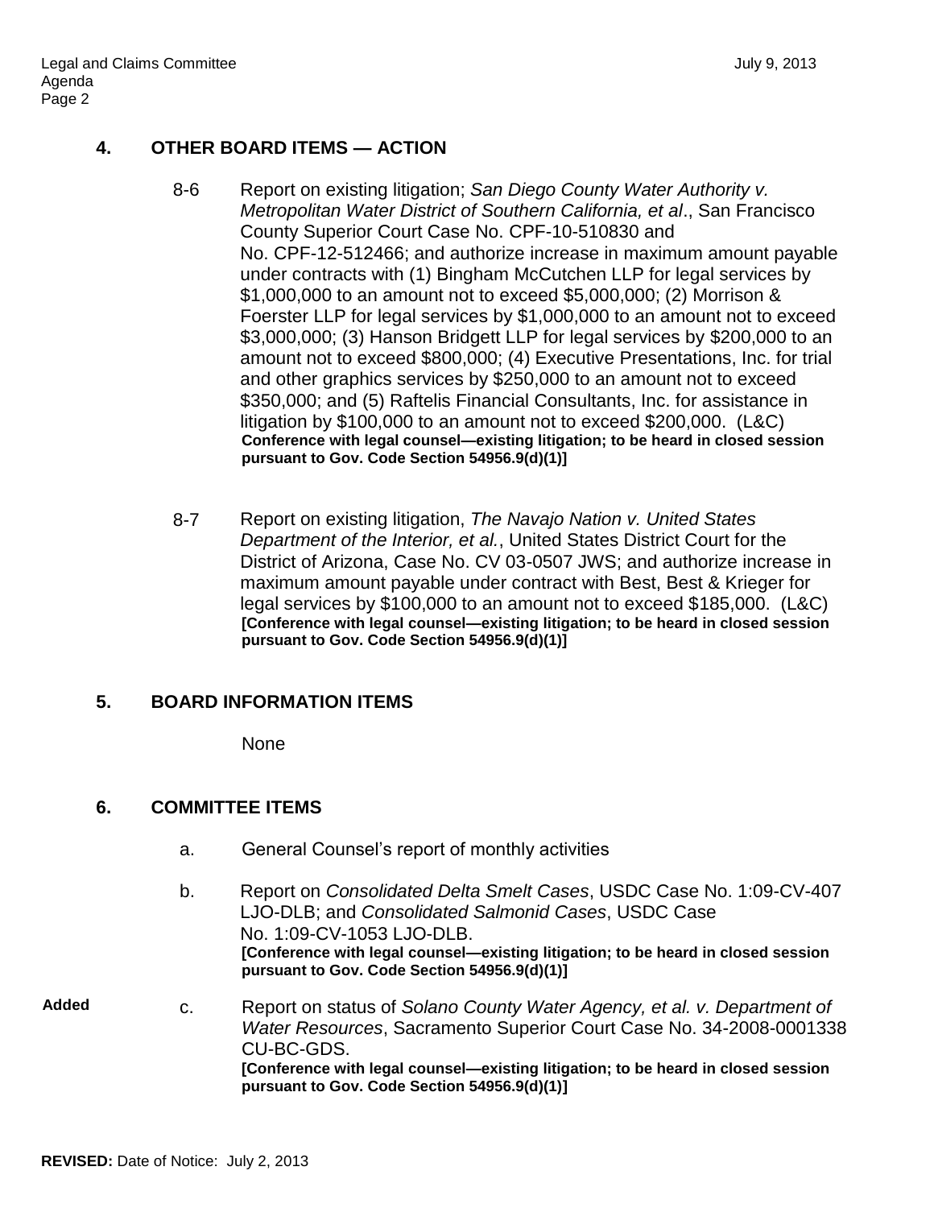## 4. OTHER BOARD ITEMS — ACTION

8-6 Report on existing litigation; *San Diego County Water Authority v. Metropolitan Water District of Southern California, et al*., San Francisco County Superior Court Case No. CPF-10-510830 and No. CPF-12-512466; and authorize increase in maximum amount payable under contracts with (1) Bingham McCutchen LLP for legal services by $1,000,000 to an amount not to exceed $5,000,000; (2) Morrison & Foerster LLP for legal services by $1,000,000 to an amount not to exceed $3,000,000; (3) Hanson Bridgett LLP for legal services by $200,000 to an amount not to exceed $800,000; (4) Executive Presentations, Inc. for trial and other graphics services by $250,000 to an amount not to exceed $350,000; and (5) Raftelis Financial Consultants, Inc. for assistance in litigation by $100,000 to an amount not to exceed $200,000. (L&C)
**Conference with legal counsel—existing litigation; to be heard in closed session pursuant to Gov. Code Section 54956.9(d)(1)]**

8-7 Report on existing litigation, *The Navajo Nation v. United States Department of the Interior, et al.*, United States District Court for the District of Arizona, Case No. CV 03-0507 JWS; and authorize increase in maximum amount payable under contract with Best, Best & Krieger for legal services by $100,000 to an amount not to exceed $185,000. (L&C)
**[Conference with legal counsel—existing litigation; to be heard in closed session pursuant to Gov. Code Section 54956.9(d)(1)]**

## 5. BOARD INFORMATION ITEMS

None

## 6. COMMITTEE ITEMS

a. General Counsel's report of monthly activities

b. Report on *Consolidated Delta Smelt Cases*, USDC Case No. 1:09-CV-407 LJO-DLB; and *Consolidated Salmonid Cases*, USDC Case No. 1:09-CV-1053 LJO-DLB.
**[Conference with legal counsel—existing litigation; to be heard in closed session pursuant to Gov. Code Section 54956.9(d)(1)]**

**Added** c. Report on status of *Solano County Water Agency, et al. v. Department of Water Resources*, Sacramento Superior Court Case No. 34-2008-0001338 CU-BC-GDS.
**[Conference with legal counsel—existing litigation; to be heard in closed session pursuant to Gov. Code Section 54956.9(d)(1)]**

**REVISED:** Date of Notice: July 2, 2013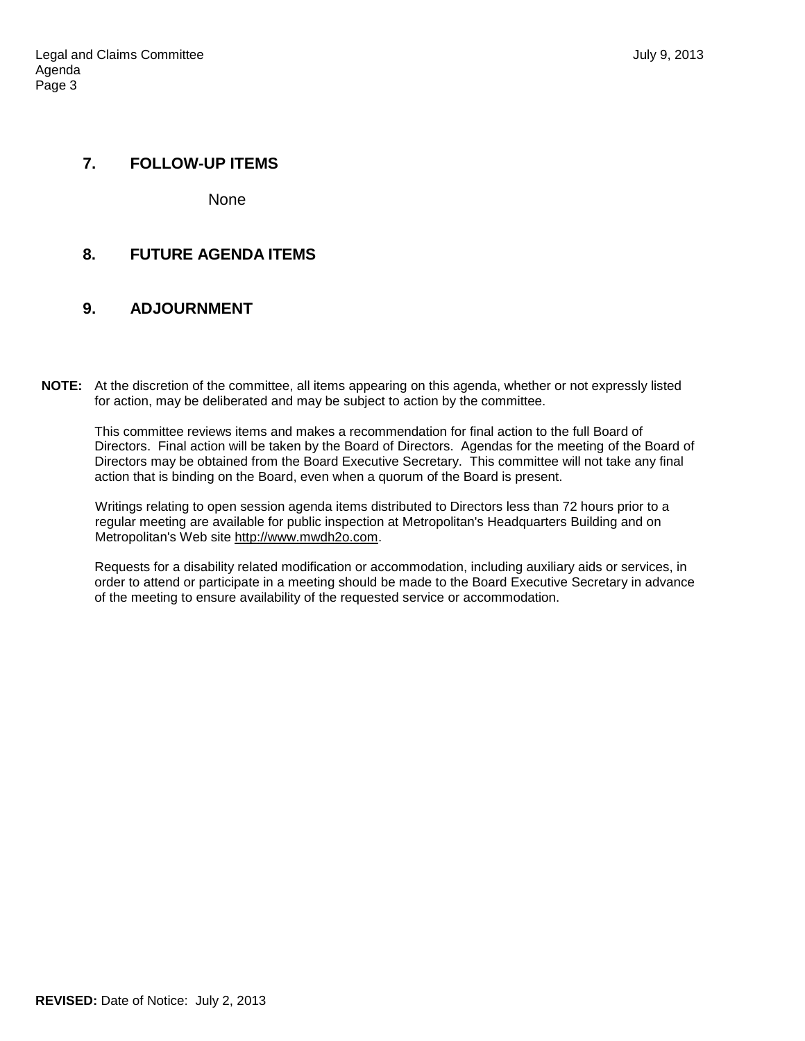## 7. FOLLOW-UP ITEMS

None

## 8. FUTURE AGENDA ITEMS

## 9. ADJOURNMENT

**NOTE:** At the discretion of the committee, all items appearing on this agenda, whether or not expressly listed for action, may be deliberated and may be subject to action by the committee.

This committee reviews items and makes a recommendation for final action to the full Board of Directors. Final action will be taken by the Board of Directors. Agendas for the meeting of the Board of Directors may be obtained from the Board Executive Secretary. This committee will not take any final action that is binding on the Board, even when a quorum of the Board is present.

Writings relating to open session agenda items distributed to Directors less than 72 hours prior to a regular meeting are available for public inspection at Metropolitan's Headquarters Building and on Metropolitan's Web site http://www.mwdh2o.com.

Requests for a disability related modification or accommodation, including auxiliary aids or services, in order to attend or participate in a meeting should be made to the Board Executive Secretary in advance of the meeting to ensure availability of the requested service or accommodation.

**REVISED:** Date of Notice: July 2, 2013